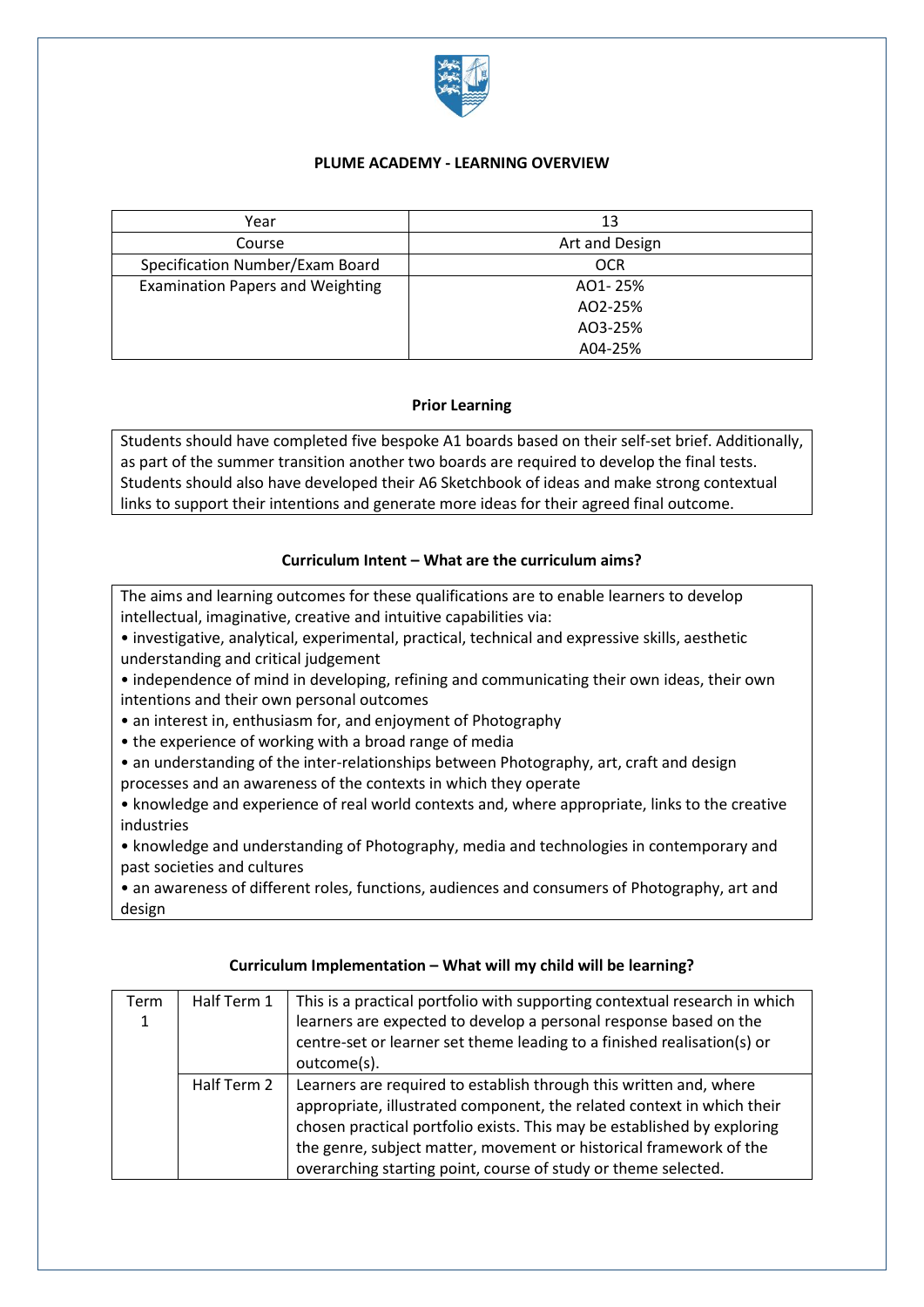## PLUME ACADEMY - LEARNING OVERVIEW

| Year | 13 |
|---|---|
| Course | Art and Design |
| Specification Number/Exam Board | OCR |
| Examination Papers and Weighting | AO1- 25%<br>AO2-25%<br>AO3-25%<br>A04-25% |

### Prior Learning

Students should have completed five bespoke A1 boards based on their self-set brief. Additionally, as part of the summer transition another two boards are required to develop the final tests. Students should also have developed their A6 Sketchbook of ideas and make strong contextual links to support their intentions and generate more ideas for their agreed final outcome.

### Curriculum Intent – What are the curriculum aims?

The aims and learning outcomes for these qualifications are to enable learners to develop intellectual, imaginative, creative and intuitive capabilities via:

- investigative, analytical, experimental, practical, technical and expressive skills, aesthetic understanding and critical judgement
- independence of mind in developing, refining and communicating their own ideas, their own intentions and their own personal outcomes
- an interest in, enthusiasm for, and enjoyment of Photography
- the experience of working with a broad range of media
- an understanding of the inter-relationships between Photography, art, craft and design processes and an awareness of the contexts in which they operate
- knowledge and experience of real world contexts and, where appropriate, links to the creative industries
- knowledge and understanding of Photography, media and technologies in contemporary and past societies and cultures
- an awareness of different roles, functions, audiences and consumers of Photography, art and design

### Curriculum Implementation – What will my child will be learning?

| Term | | |
|---|---|---|
| Term 1 | Half Term 1 | This is a practical portfolio with supporting contextual research in which learners are expected to develop a personal response based on the centre-set or learner set theme leading to a finished realisation(s) or outcome(s). |
| | Half Term 2 | Learners are required to establish through this written and, where appropriate, illustrated component, the related context in which their chosen practical portfolio exists. This may be established by exploring the genre, subject matter, movement or historical framework of the overarching starting point, course of study or theme selected. |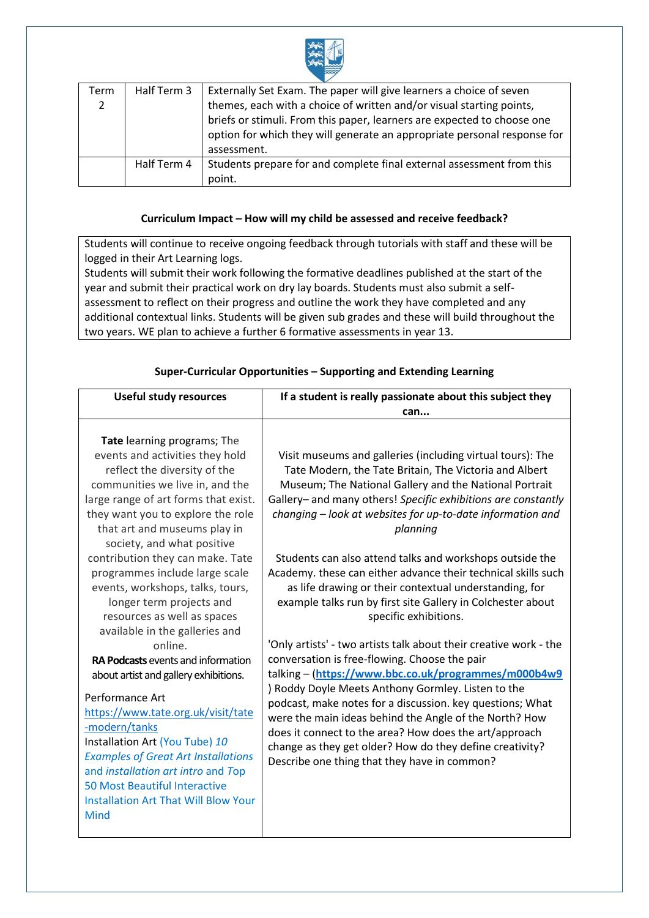| Term 2 | Half Term 3 | Externally Set Exam. The paper will give learners a choice of seven themes, each with a choice of written and/or visual starting points, briefs or stimuli. From this paper, learners are expected to choose one option for which they will generate an appropriate personal response for assessment. |
|---|---|---|
| | Half Term 4 | Students prepare for and complete final external assessment from this point. |

**Curriculum Impact – How will my child be assessed and receive feedback?**

| Students will continue to receive ongoing feedback through tutorials with staff and these will be logged in their Art Learning logs. Students will submit their work following the formative deadlines published at the start of the year and submit their practical work on dry lay boards. Students must also submit a self-assessment to reflect on their progress and outline the work they have completed and any additional contextual links. Students will be given sub grades and these will build throughout the two years. WE plan to achieve a further 6 formative assessments in year 13. |
|---|

**Super-Curricular Opportunities – Supporting and Extending Learning**

| Useful study resources | If a student is really passionate about this subject they can... |
|---|---|
| **Tate** learning programs; The events and activities they hold reflect the diversity of the communities we live in, and the large range of art forms that exist. they want you to explore the role that art and museums play in society, and what positive contribution they can make. Tate programmes include large scale events, workshops, talks, tours, longer term projects and resources as well as spaces available in the galleries and online.<br>**RA Podcasts** events and information about artist and gallery exhibitions.<br><br>Performance Art<br>https://www.tate.org.uk/visit/tate-modern/tanks<br>Installation Art (You Tube) *10 Examples of Great Art Installations* and *installation art intro* and Top 50 Most Beautiful Interactive Installation Art That Will Blow Your Mind | Visit museums and galleries (including virtual tours): The Tate Modern, the Tate Britain, The Victoria and Albert Museum; The National Gallery and the National Portrait Gallery– and many others! *Specific exhibitions are constantly changing – look at websites for up-to-date information and planning*<br><br>Students can also attend talks and workshops outside the Academy. these can either advance their technical skills such as life drawing or their contextual understanding, for example talks run by first site Gallery in Colchester about specific exhibitions.<br><br>'Only artists' - two artists talk about their creative work - the conversation is free-flowing. Choose the pair talking – (**https://www.bbc.co.uk/programmes/m000b4w9**) Roddy Doyle Meets Anthony Gormley. Listen to the podcast, make notes for a discussion. key questions; What were the main ideas behind the Angle of the North? How does it connect to the area? How does the art/approach change as they get older? How do they define creativity? Describe one thing that they have in common? |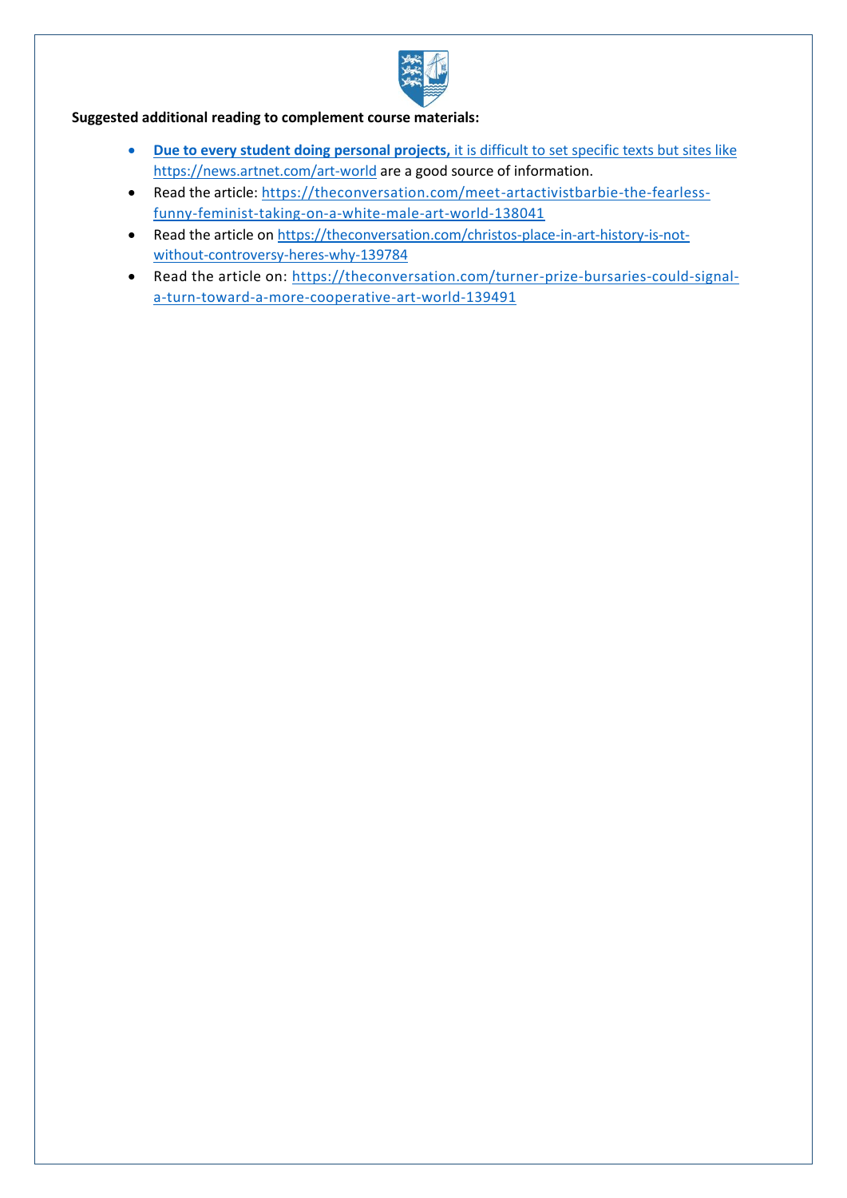**Suggested additional reading to complement course materials:**

- **Due to every student doing personal projects,** it is difficult to set specific texts but sites like https://news.artnet.com/art-world are a good source of information.
- Read the article: https://theconversation.com/meet-artactivistbarbie-the-fearless-funny-feminist-taking-on-a-white-male-art-world-138041
- Read the article on https://theconversation.com/christos-place-in-art-history-is-not-without-controversy-heres-why-139784
- Read the article on: https://theconversation.com/turner-prize-bursaries-could-signal-a-turn-toward-a-more-cooperative-art-world-139491